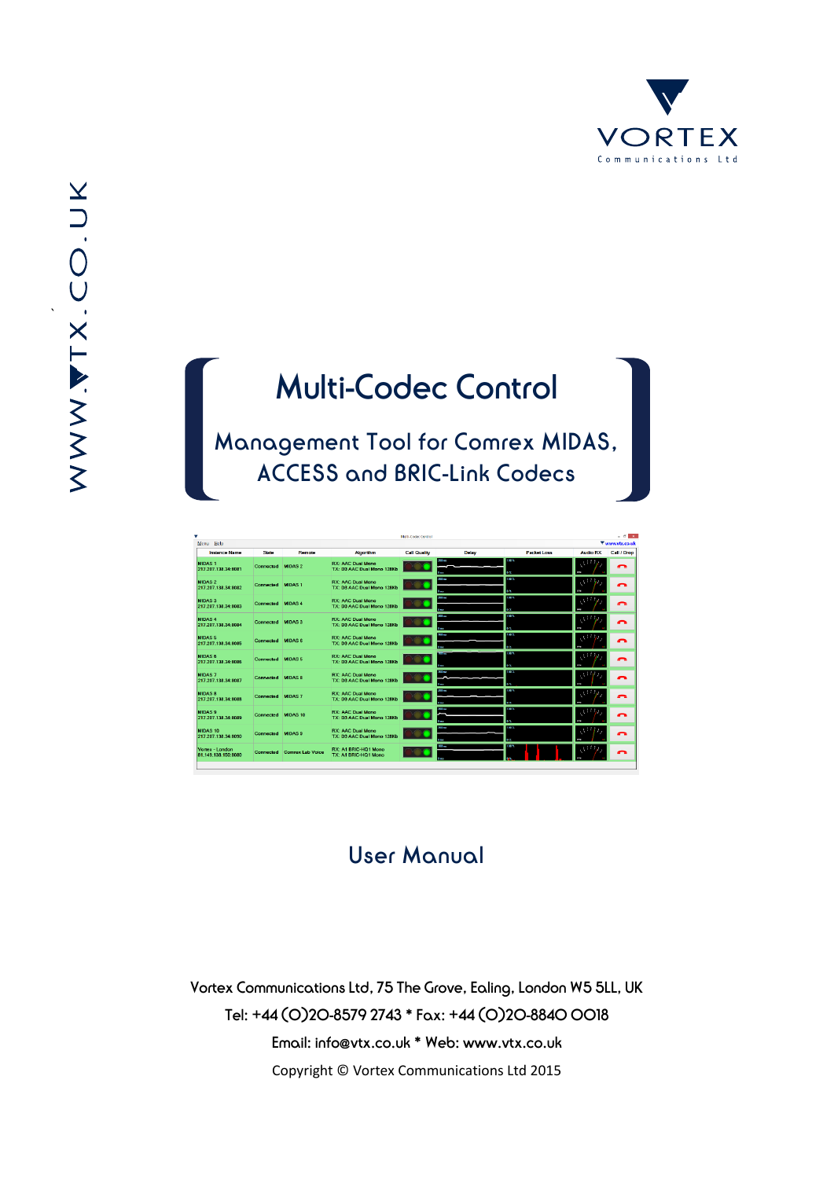# Multi-Codec Control

## Management Tool for Comrex MIDAS, ACCESS and BRIC-Link Codecs

## User Manual

Vortex Communications Ltd, 75 The Grove, Ealing, London W5 5LL, UK

Tel: +44 (0)20-8579 2743 * Fax: +44 (0)20-8840 0018

Email: info@vtx.co.uk * Web: www.vtx.co.uk

Copyright © Vortex Communications Ltd 2015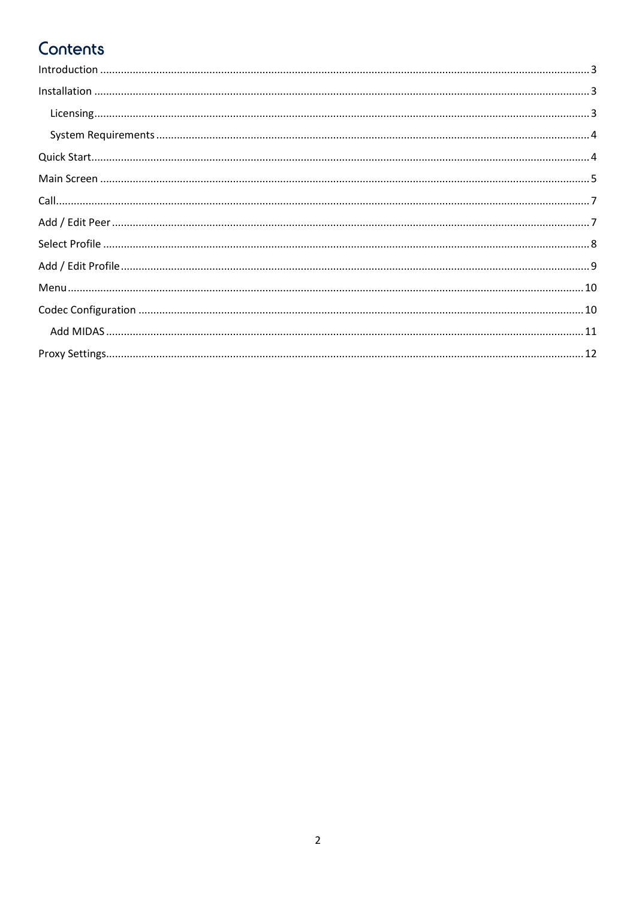# Contents

- Introduction ... 3
- Installation ... 3
  - Licensing ... 3
  - System Requirements ... 4
- Quick Start ... 4
- Main Screen ... 5
- Call ... 7
- Add / Edit Peer ... 7
- Select Profile ... 8
- Add / Edit Profile ... 9
- Menu ... 10
- Codec Configuration ... 10
  - Add MIDAS ... 11
- Proxy Settings ... 12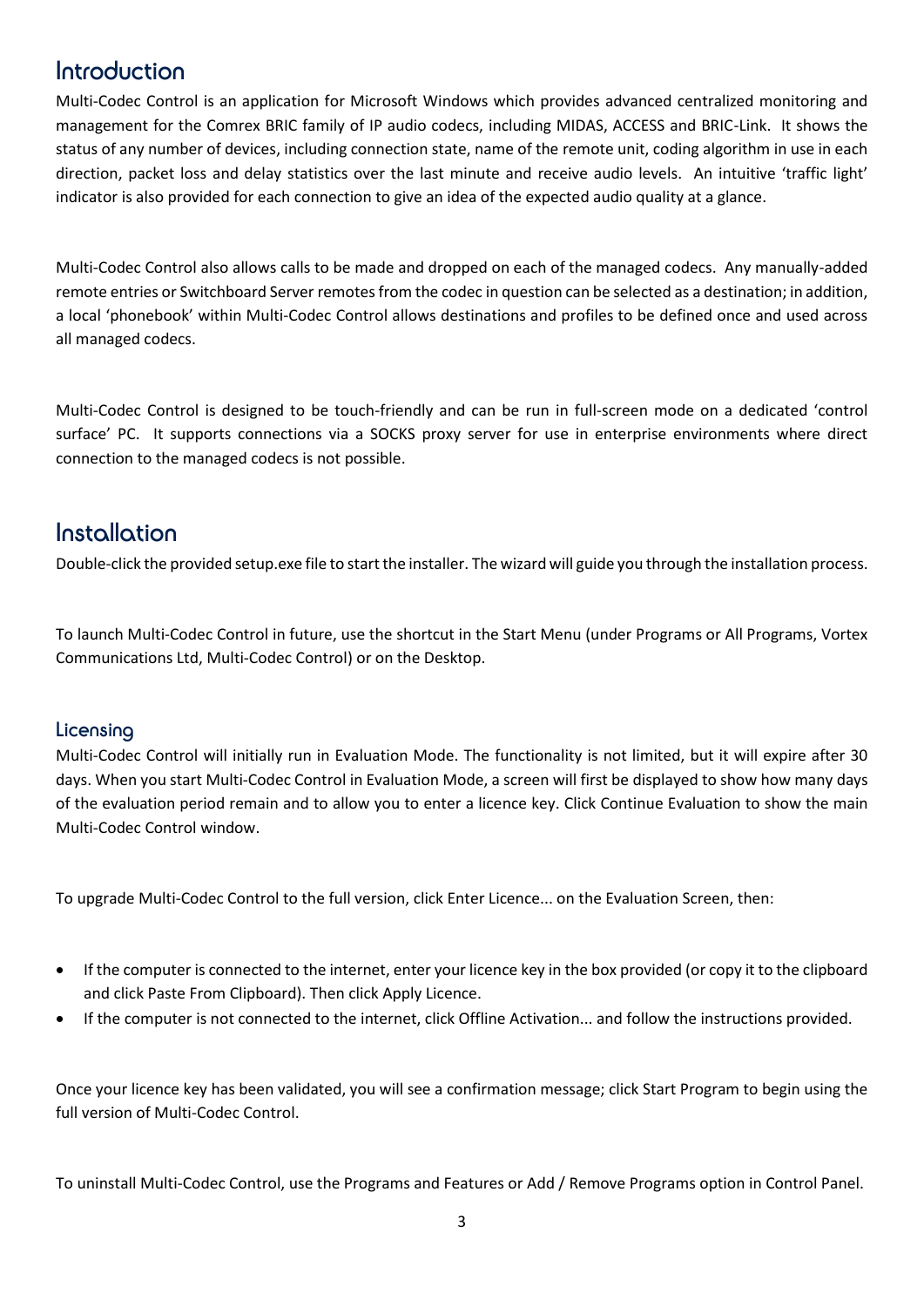# Introduction

Multi-Codec Control is an application for Microsoft Windows which provides advanced centralized monitoring and management for the Comrex BRIC family of IP audio codecs, including MIDAS, ACCESS and BRIC-Link. It shows the status of any number of devices, including connection state, name of the remote unit, coding algorithm in use in each direction, packet loss and delay statistics over the last minute and receive audio levels. An intuitive 'traffic light' indicator is also provided for each connection to give an idea of the expected audio quality at a glance.

Multi-Codec Control also allows calls to be made and dropped on each of the managed codecs. Any manually-added remote entries or Switchboard Server remotes from the codec in question can be selected as a destination; in addition, a local 'phonebook' within Multi-Codec Control allows destinations and profiles to be defined once and used across all managed codecs.

Multi-Codec Control is designed to be touch-friendly and can be run in full-screen mode on a dedicated 'control surface' PC. It supports connections via a SOCKS proxy server for use in enterprise environments where direct connection to the managed codecs is not possible.

# Installation

Double-click the provided setup.exe file to start the installer. The wizard will guide you through the installation process.

To launch Multi-Codec Control in future, use the shortcut in the Start Menu (under Programs or All Programs, Vortex Communications Ltd, Multi-Codec Control) or on the Desktop.

## Licensing

Multi-Codec Control will initially run in Evaluation Mode. The functionality is not limited, but it will expire after 30 days. When you start Multi-Codec Control in Evaluation Mode, a screen will first be displayed to show how many days of the evaluation period remain and to allow you to enter a licence key. Click Continue Evaluation to show the main Multi-Codec Control window.

To upgrade Multi-Codec Control to the full version, click Enter Licence... on the Evaluation Screen, then:

- If the computer is connected to the internet, enter your licence key in the box provided (or copy it to the clipboard and click Paste From Clipboard). Then click Apply Licence.
- If the computer is not connected to the internet, click Offline Activation... and follow the instructions provided.

Once your licence key has been validated, you will see a confirmation message; click Start Program to begin using the full version of Multi-Codec Control.

To uninstall Multi-Codec Control, use the Programs and Features or Add / Remove Programs option in Control Panel.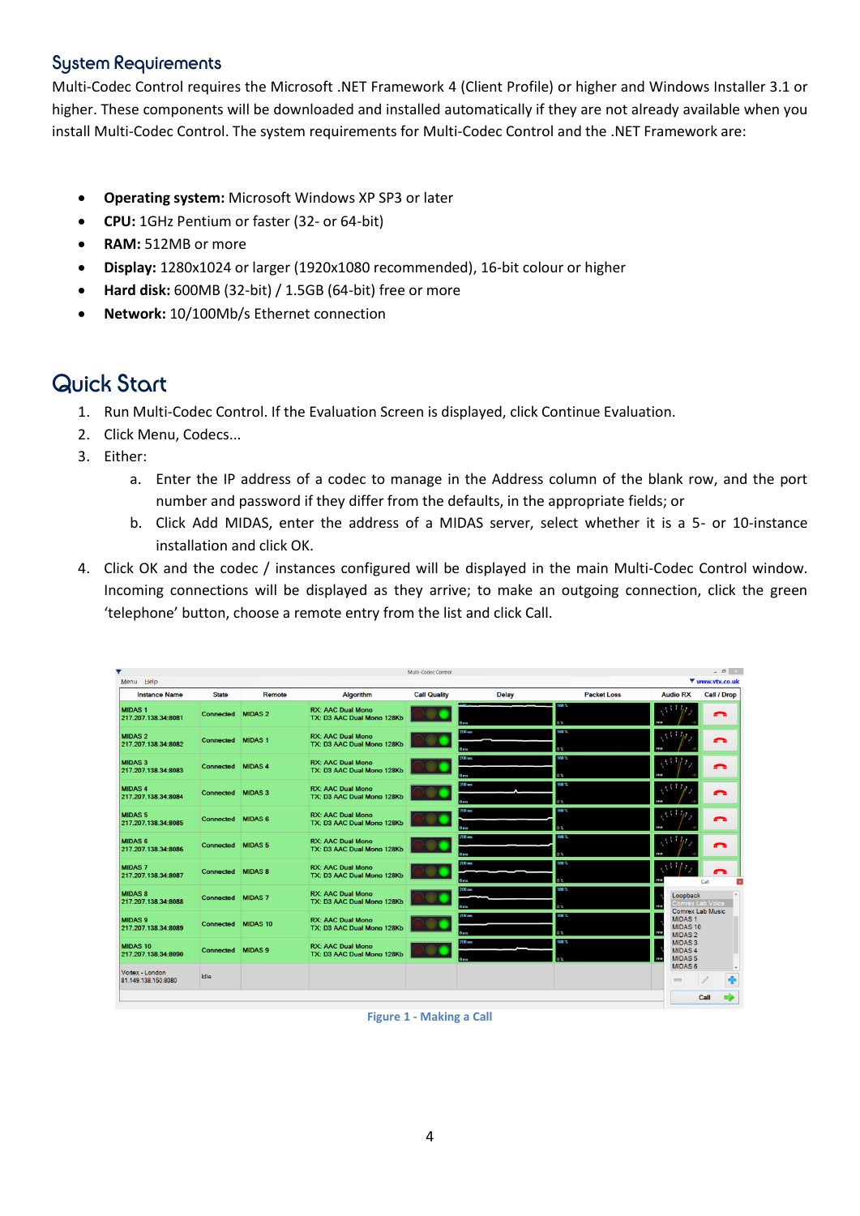## System Requirements

Multi-Codec Control requires the Microsoft .NET Framework 4 (Client Profile) or higher and Windows Installer 3.1 or higher. These components will be downloaded and installed automatically if they are not already available when you install Multi-Codec Control. The system requirements for Multi-Codec Control and the .NET Framework are:

- **Operating system:** Microsoft Windows XP SP3 or later
- **CPU:** 1GHz Pentium or faster (32- or 64-bit)
- **RAM:** 512MB or more
- **Display:** 1280x1024 or larger (1920x1080 recommended), 16-bit colour or higher
- **Hard disk:** 600MB (32-bit) / 1.5GB (64-bit) free or more
- **Network:** 10/100Mb/s Ethernet connection

# Quick Start

1. Run Multi-Codec Control. If the Evaluation Screen is displayed, click Continue Evaluation.
2. Click Menu, Codecs...
3. Either:
   a. Enter the IP address of a codec to manage in the Address column of the blank row, and the port number and password if they differ from the defaults, in the appropriate fields; or
   b. Click Add MIDAS, enter the address of a MIDAS server, select whether it is a 5- or 10-instance installation and click OK.
4. Click OK and the codec / instances configured will be displayed in the main Multi-Codec Control window. Incoming connections will be displayed as they arrive; to make an outgoing connection, click the green 'telephone' button, choose a remote entry from the list and click Call.

Figure 1 - Making a Call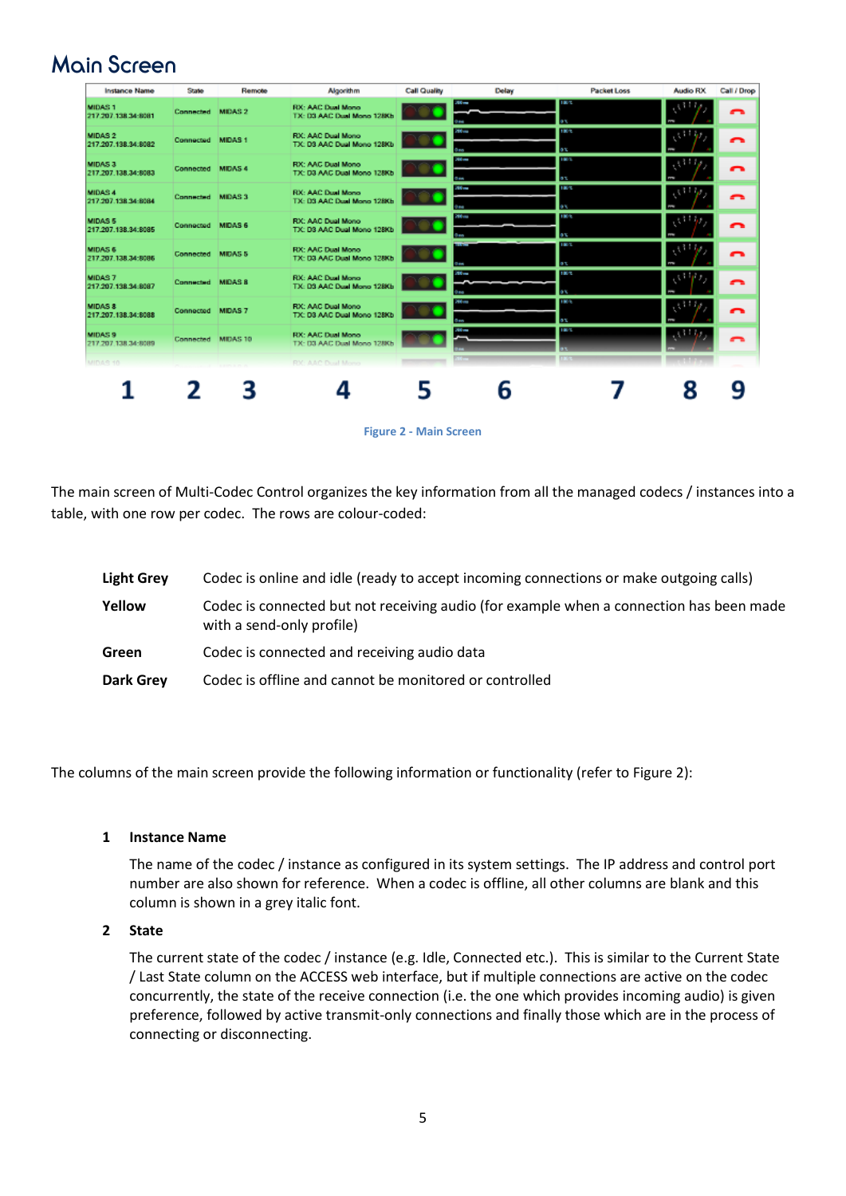# Main Screen

Figure 2 - Main Screen

The main screen of Multi-Codec Control organizes the key information from all the managed codecs / instances into a table, with one row per codec. The rows are colour-coded:

| | |
|---|---|
| **Light Grey** | Codec is online and idle (ready to accept incoming connections or make outgoing calls) |
| **Yellow** | Codec is connected but not receiving audio (for example when a connection has been made with a send-only profile) |
| **Green** | Codec is connected and receiving audio data |
| **Dark Grey** | Codec is offline and cannot be monitored or controlled |

The columns of the main screen provide the following information or functionality (refer to Figure 2):

**1 Instance Name**

The name of the codec / instance as configured in its system settings. The IP address and control port number are also shown for reference. When a codec is offline, all other columns are blank and this column is shown in a grey italic font.

**2 State**

The current state of the codec / instance (e.g. Idle, Connected etc.). This is similar to the Current State / Last State column on the ACCESS web interface, but if multiple connections are active on the codec concurrently, the state of the receive connection (i.e. the one which provides incoming audio) is given preference, followed by active transmit-only connections and finally those which are in the process of connecting or disconnecting.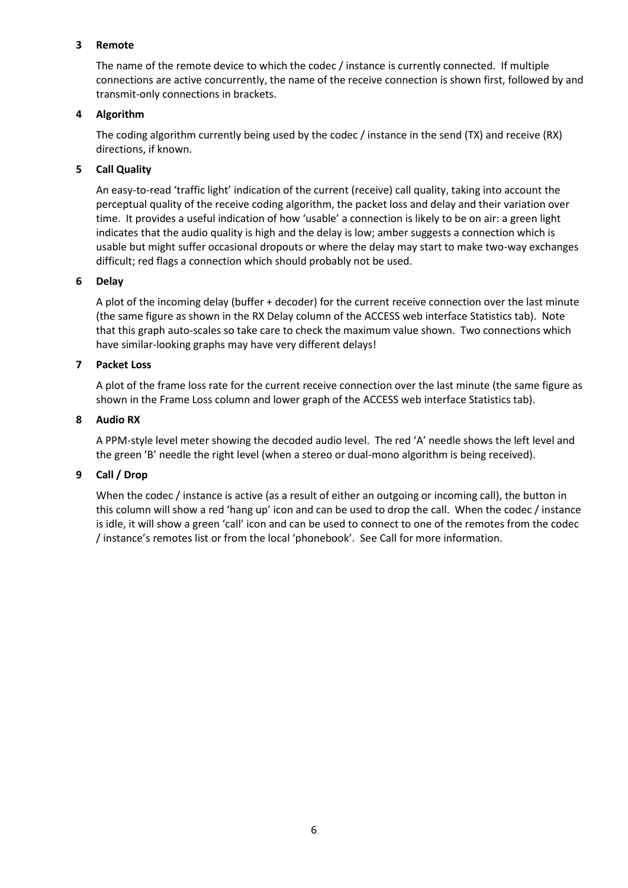**3 Remote**

The name of the remote device to which the codec / instance is currently connected. If multiple connections are active concurrently, the name of the receive connection is shown first, followed by and transmit-only connections in brackets.

**4 Algorithm**

The coding algorithm currently being used by the codec / instance in the send (TX) and receive (RX) directions, if known.

**5 Call Quality**

An easy-to-read 'traffic light' indication of the current (receive) call quality, taking into account the perceptual quality of the receive coding algorithm, the packet loss and delay and their variation over time. It provides a useful indication of how 'usable' a connection is likely to be on air: a green light indicates that the audio quality is high and the delay is low; amber suggests a connection which is usable but might suffer occasional dropouts or where the delay may start to make two-way exchanges difficult; red flags a connection which should probably not be used.

**6 Delay**

A plot of the incoming delay (buffer + decoder) for the current receive connection over the last minute (the same figure as shown in the RX Delay column of the ACCESS web interface Statistics tab). Note that this graph auto-scales so take care to check the maximum value shown. Two connections which have similar-looking graphs may have very different delays!

**7 Packet Loss**

A plot of the frame loss rate for the current receive connection over the last minute (the same figure as shown in the Frame Loss column and lower graph of the ACCESS web interface Statistics tab).

**8 Audio RX**

A PPM-style level meter showing the decoded audio level. The red 'A' needle shows the left level and the green 'B' needle the right level (when a stereo or dual-mono algorithm is being received).

**9 Call / Drop**

When the codec / instance is active (as a result of either an outgoing or incoming call), the button in this column will show a red 'hang up' icon and can be used to drop the call. When the codec / instance is idle, it will show a green 'call' icon and can be used to connect to one of the remotes from the codec / instance's remotes list or from the local 'phonebook'. See Call for more information.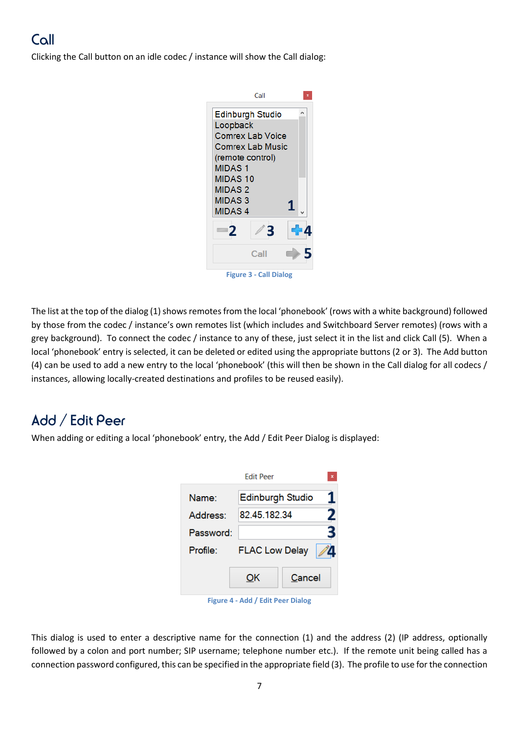## Call

Clicking the Call button on an idle codec / instance will show the Call dialog:

Figure 3 - Call Dialog

The list at the top of the dialog (1) shows remotes from the local 'phonebook' (rows with a white background) followed by those from the codec / instance's own remotes list (which includes and Switchboard Server remotes) (rows with a grey background). To connect the codec / instance to any of these, just select it in the list and click Call (5). When a local 'phonebook' entry is selected, it can be deleted or edited using the appropriate buttons (2 or 3). The Add button (4) can be used to add a new entry to the local 'phonebook' (this will then be shown in the Call dialog for all codecs / instances, allowing locally-created destinations and profiles to be reused easily).

## Add / Edit Peer

When adding or editing a local 'phonebook' entry, the Add / Edit Peer Dialog is displayed:

Figure 4 - Add / Edit Peer Dialog

This dialog is used to enter a descriptive name for the connection (1) and the address (2) (IP address, optionally followed by a colon and port number; SIP username; telephone number etc.). If the remote unit being called has a connection password configured, this can be specified in the appropriate field (3). The profile to use for the connection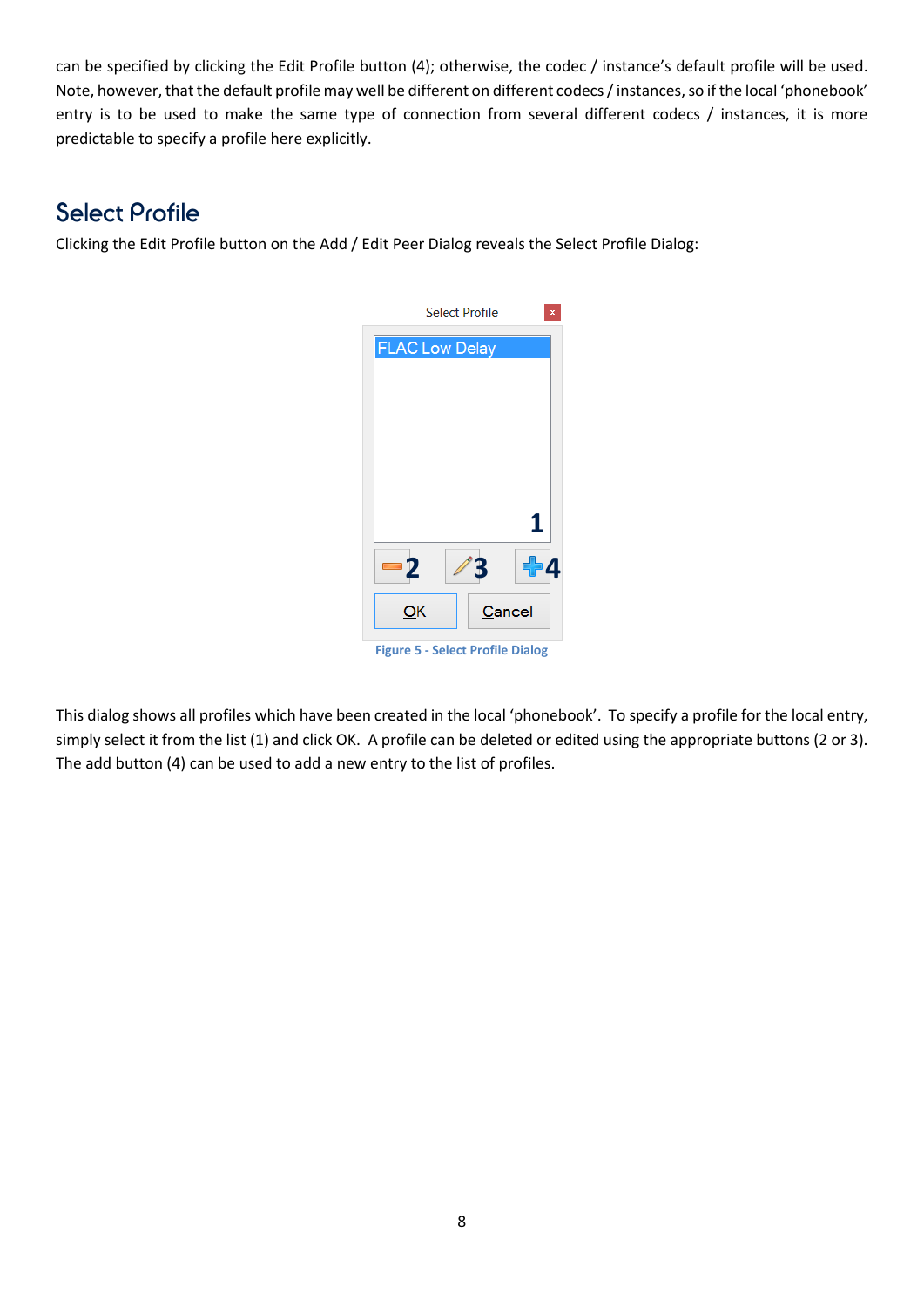can be specified by clicking the Edit Profile button (4); otherwise, the codec / instance's default profile will be used. Note, however, that the default profile may well be different on different codecs / instances, so if the local 'phonebook' entry is to be used to make the same type of connection from several different codecs / instances, it is more predictable to specify a profile here explicitly.

## Select Profile

Clicking the Edit Profile button on the Add / Edit Peer Dialog reveals the Select Profile Dialog:

Figure 5 - Select Profile Dialog

This dialog shows all profiles which have been created in the local 'phonebook'. To specify a profile for the local entry, simply select it from the list (1) and click OK. A profile can be deleted or edited using the appropriate buttons (2 or 3). The add button (4) can be used to add a new entry to the list of profiles.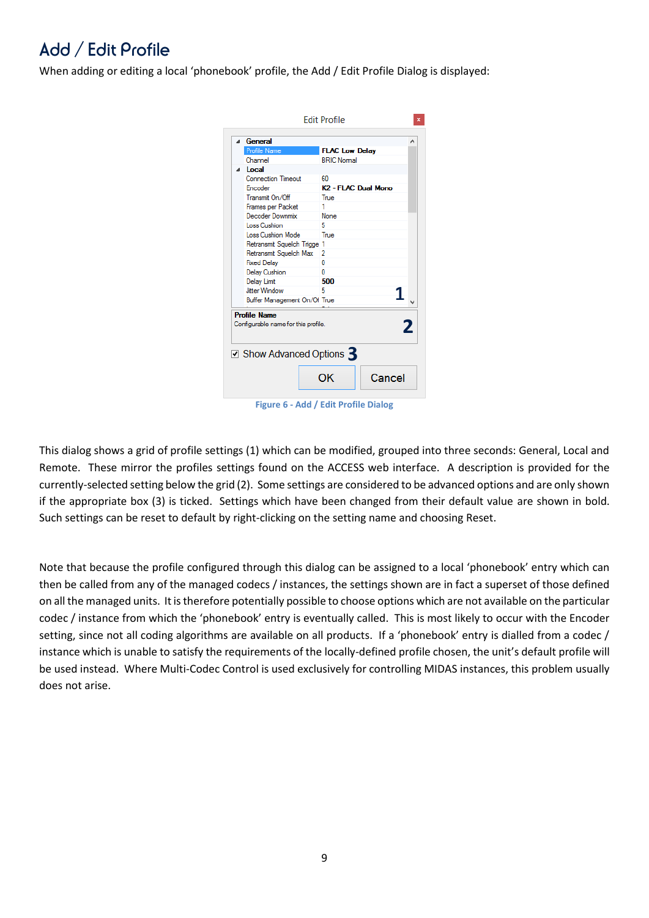## Add / Edit Profile

When adding or editing a local 'phonebook' profile, the Add / Edit Profile Dialog is displayed:

Figure 6 - Add / Edit Profile Dialog

This dialog shows a grid of profile settings (1) which can be modified, grouped into three seconds: General, Local and Remote. These mirror the profiles settings found on the ACCESS web interface. A description is provided for the currently-selected setting below the grid (2). Some settings are considered to be advanced options and are only shown if the appropriate box (3) is ticked. Settings which have been changed from their default value are shown in bold. Such settings can be reset to default by right-clicking on the setting name and choosing Reset.

Note that because the profile configured through this dialog can be assigned to a local 'phonebook' entry which can then be called from any of the managed codecs / instances, the settings shown are in fact a superset of those defined on all the managed units. It is therefore potentially possible to choose options which are not available on the particular codec / instance from which the 'phonebook' entry is eventually called. This is most likely to occur with the Encoder setting, since not all coding algorithms are available on all products. If a 'phonebook' entry is dialled from a codec / instance which is unable to satisfy the requirements of the locally-defined profile chosen, the unit's default profile will be used instead. Where Multi-Codec Control is used exclusively for controlling MIDAS instances, this problem usually does not arise.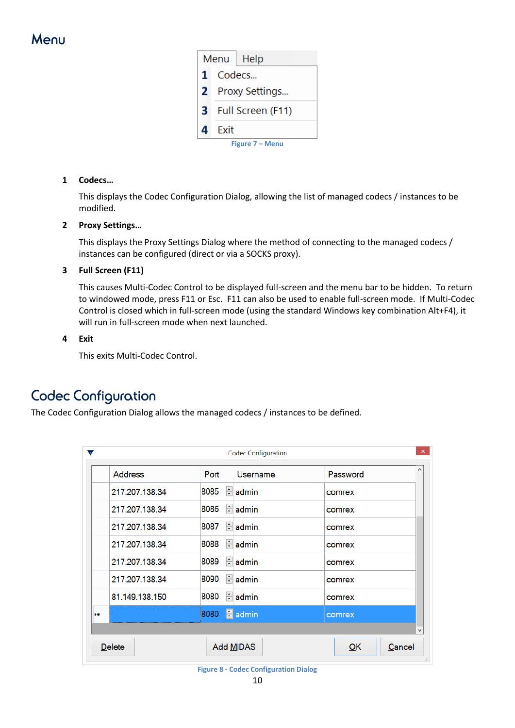# Menu

| Menu | Help |
|---|---|
| 1 | Codecs... |
| 2 | Proxy Settings... |
| 3 | Full Screen (F11) |
| 4 | Exit |

Figure 7 – Menu

**1 Codecs…**

This displays the Codec Configuration Dialog, allowing the list of managed codecs / instances to be modified.

**2 Proxy Settings…**

This displays the Proxy Settings Dialog where the method of connecting to the managed codecs / instances can be configured (direct or via a SOCKS proxy).

**3 Full Screen (F11)**

This causes Multi-Codec Control to be displayed full-screen and the menu bar to be hidden. To return to windowed mode, press F11 or Esc. F11 can also be used to enable full-screen mode. If Multi-Codec Control is closed which in full-screen mode (using the standard Windows key combination Alt+F4), it will run in full-screen mode when next launched.

**4 Exit**

This exits Multi-Codec Control.

# Codec Configuration

The Codec Configuration Dialog allows the managed codecs / instances to be defined.

Codec Configuration

| Address | Port | Username | Password |
|---|---|---|---|
| 217.207.138.34 | 8085 | admin | comrex |
| 217.207.138.34 | 8086 | admin | comrex |
| 217.207.138.34 | 8087 | admin | comrex |
| 217.207.138.34 | 8088 | admin | comrex |
| 217.207.138.34 | 8089 | admin | comrex |
| 217.207.138.34 | 8090 | admin | comrex |
| 81.149.138.150 | 8080 | admin | comrex |
| | 8080 | admin | comrex |

Delete | Add MIDAS | OK | Cancel

Figure 8 - Codec Configuration Dialog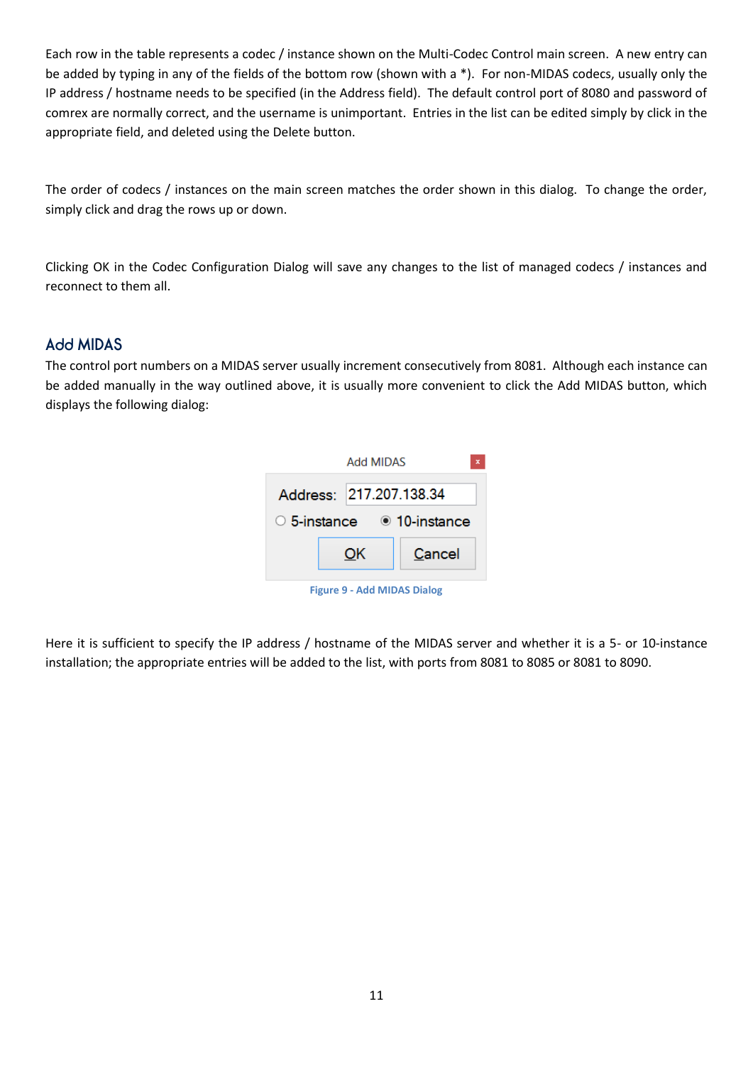Each row in the table represents a codec / instance shown on the Multi-Codec Control main screen. A new entry can be added by typing in any of the fields of the bottom row (shown with a *). For non-MIDAS codecs, usually only the IP address / hostname needs to be specified (in the Address field). The default control port of 8080 and password of comrex are normally correct, and the username is unimportant. Entries in the list can be edited simply by click in the appropriate field, and deleted using the Delete button.

The order of codecs / instances on the main screen matches the order shown in this dialog. To change the order, simply click and drag the rows up or down.

Clicking OK in the Codec Configuration Dialog will save any changes to the list of managed codecs / instances and reconnect to them all.

## Add MIDAS

The control port numbers on a MIDAS server usually increment consecutively from 8081. Although each instance can be added manually in the way outlined above, it is usually more convenient to click the Add MIDAS button, which displays the following dialog:

Add MIDAS

Address: 217.207.138.34

○ 5-instance ◉ 10-instance

OK Cancel

Figure 9 - Add MIDAS Dialog

Here it is sufficient to specify the IP address / hostname of the MIDAS server and whether it is a 5- or 10-instance installation; the appropriate entries will be added to the list, with ports from 8081 to 8085 or 8081 to 8090.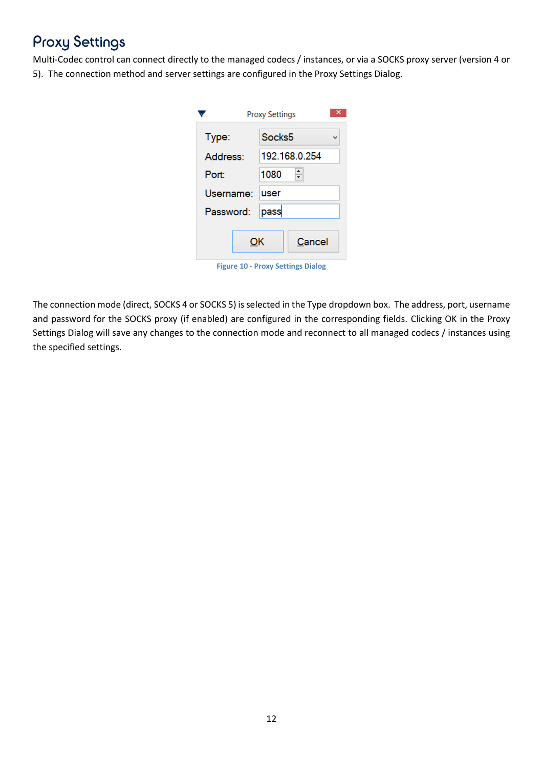## Proxy Settings

Multi-Codec control can connect directly to the managed codecs / instances, or via a SOCKS proxy server (version 4 or 5). The connection method and server settings are configured in the Proxy Settings Dialog.

Figure 10 - Proxy Settings Dialog

The connection mode (direct, SOCKS 4 or SOCKS 5) is selected in the Type dropdown box. The address, port, username and password for the SOCKS proxy (if enabled) are configured in the corresponding fields. Clicking OK in the Proxy Settings Dialog will save any changes to the connection mode and reconnect to all managed codecs / instances using the specified settings.